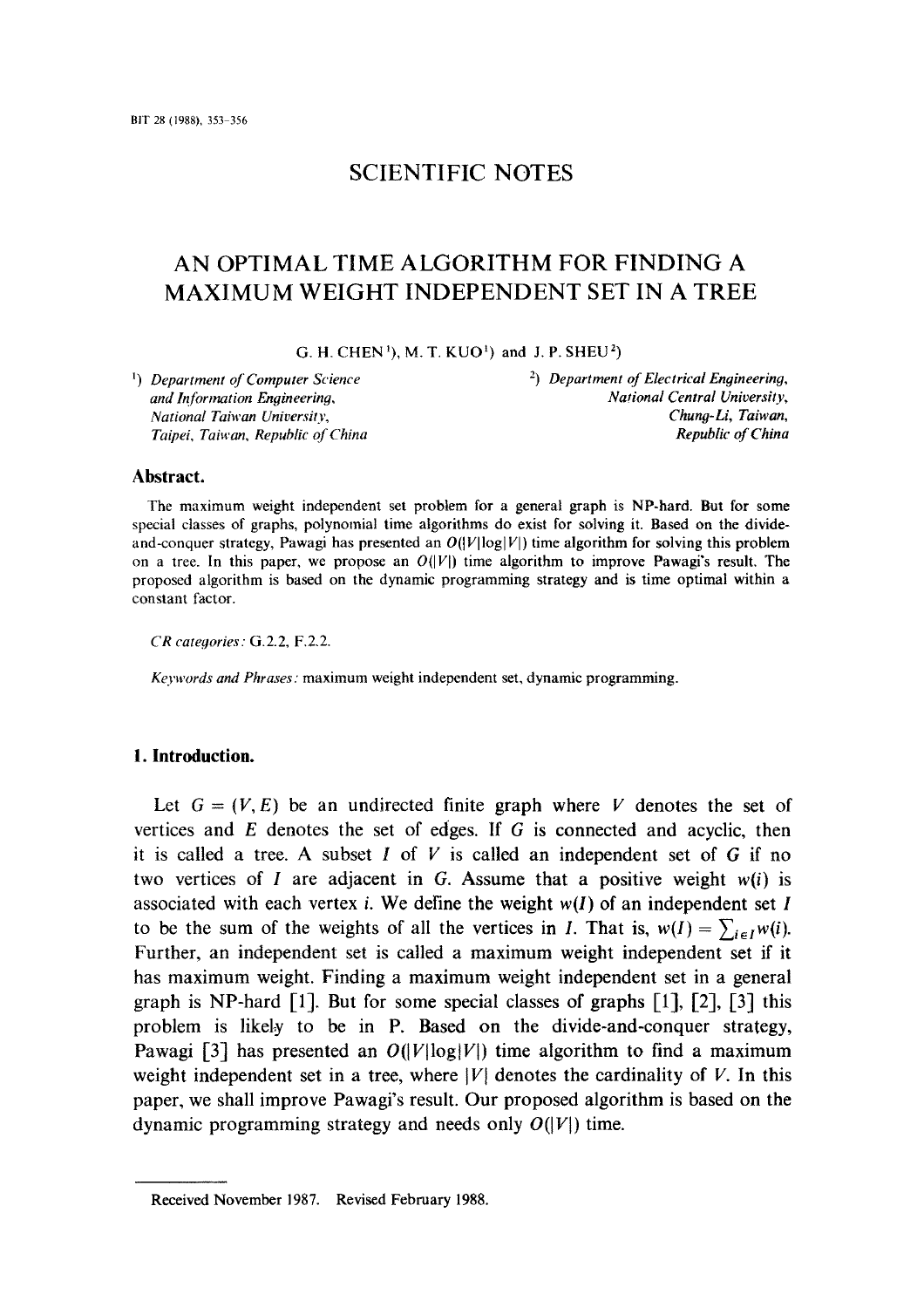## SCIENTIFIC NOTES

# AN OPTIMAL TIME ALGORITHM FOR FINDING A MAXIMUM WEIGHT INDEPENDENT SET IN A TREE

G. H. CHEN [1], M. T. KUO [1] and J. P. SHEU [2]

[1] *Department of Computer Science and Information Engineering, National Taiwan University, Taipei, Taiwan, Republic of China*

[2] *Department of Electrical Engineering, National Central University, Chung-Li, Taiwan, Republic of China*

### Abstract.

The maximum weight independent set problem for a general graph is NP-hard. But for some special classes of graphs, polynomial time algorithms do exist for solving it. Based on the divide-and-conquer strategy, Pawagi has presented an $O(|V|\log|V|)$ time algorithm for solving this problem on a tree. In this paper, we propose an $O(|V|)$ time algorithm to improve Pawagi's result. The proposed algorithm is based on the dynamic programming strategy and is time optimal within a constant factor.

*CR categories:* G.2.2, F.2.2.

*Keywords and Phrases:* maximum weight independent set, dynamic programming.

## 1. Introduction.

Let $G = (V, E)$ be an undirected finite graph where $V$ denotes the set of vertices and $E$ denotes the set of edges. If $G$ is connected and acyclic, then it is called a tree. A subset $I$ of $V$ is called an independent set of $G$ if no two vertices of $I$ are adjacent in $G$. Assume that a positive weight $w(i)$ is associated with each vertex $i$. We define the weight $w(I)$ of an independent set $I$ to be the sum of the weights of all the vertices in $I$. That is, $w(I) = \sum_{i \in I} w(i)$. Further, an independent set is called a maximum weight independent set if it has maximum weight. Finding a maximum weight independent set in a general graph is NP-hard [1]. But for some special classes of graphs [1], [2], [3] this problem is likely to be in P. Based on the divide-and-conquer strategy, Pawagi [3] has presented an $O(|V|\log|V|)$ time algorithm to find a maximum weight independent set in a tree, where $|V|$ denotes the cardinality of $V$. In this paper, we shall improve Pawagi's result. Our proposed algorithm is based on the dynamic programming strategy and needs only $O(|V|)$ time.

Received November 1987. Revised February 1988.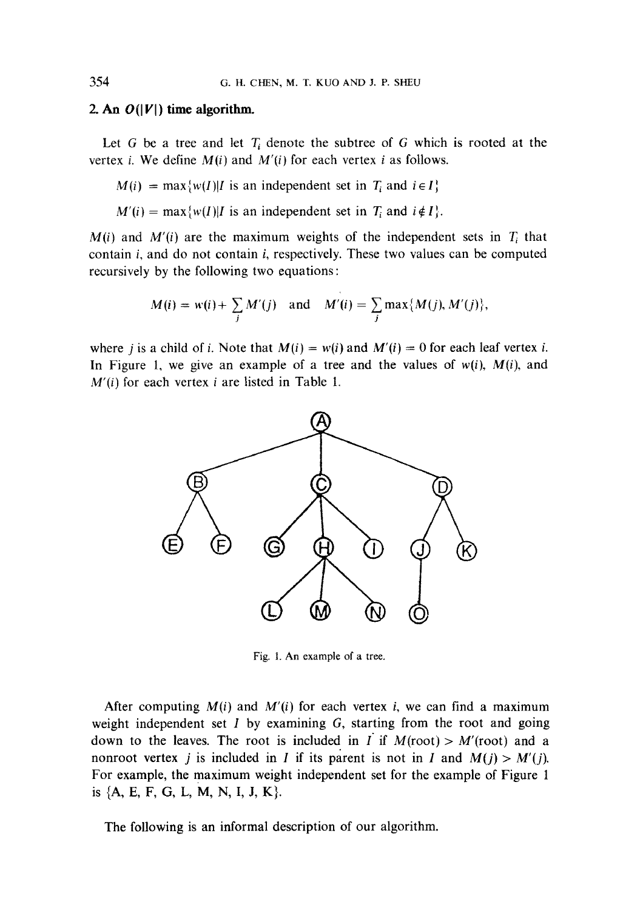## 2. An $O(|V|)$ time algorithm.

Let $G$ be a tree and let $T_i$ denote the subtree of $G$ which is rooted at the vertex $i$. We define $M(i)$ and $M'(i)$ for each vertex $i$ as follows.

$$M(i) = \max\{w(I) | I \text{ is an independent set in } T_i \text{ and } i \in I\}$$

$$M'(i) = \max\{w(I) | I \text{ is an independent set in } T_i \text{ and } i \notin I\}.$$

$M(i)$ and $M'(i)$ are the maximum weights of the independent sets in $T_i$ that contain $i$, and do not contain $i$, respectively. These two values can be computed recursively by the following two equations:

$$M(i) = w(i) + \sum_j M'(j) \quad \text{and} \quad M'(i) = \sum_j \max\{M(j), M'(j)\},$$

where $j$ is a child of $i$. Note that $M(i) = w(i)$ and $M'(i) = 0$ for each leaf vertex $i$. In Figure 1, we give an example of a tree and the values of $w(i)$, $M(i)$, and $M'(i)$ for each vertex $i$ are listed in Table 1.

Fig. 1. An example of a tree.

After computing $M(i)$ and $M'(i)$ for each vertex $i$, we can find a maximum weight independent set $I$ by examining $G$, starting from the root and going down to the leaves. The root is included in $I$ if $M(\text{root}) > M'(\text{root})$ and a nonroot vertex $j$ is included in $I$ if its parent is not in $I$ and $M(j) > M'(j)$. For example, the maximum weight independent set for the example of Figure 1 is {A, E, F, G, L, M, N, I, J, K}.

The following is an informal description of our algorithm.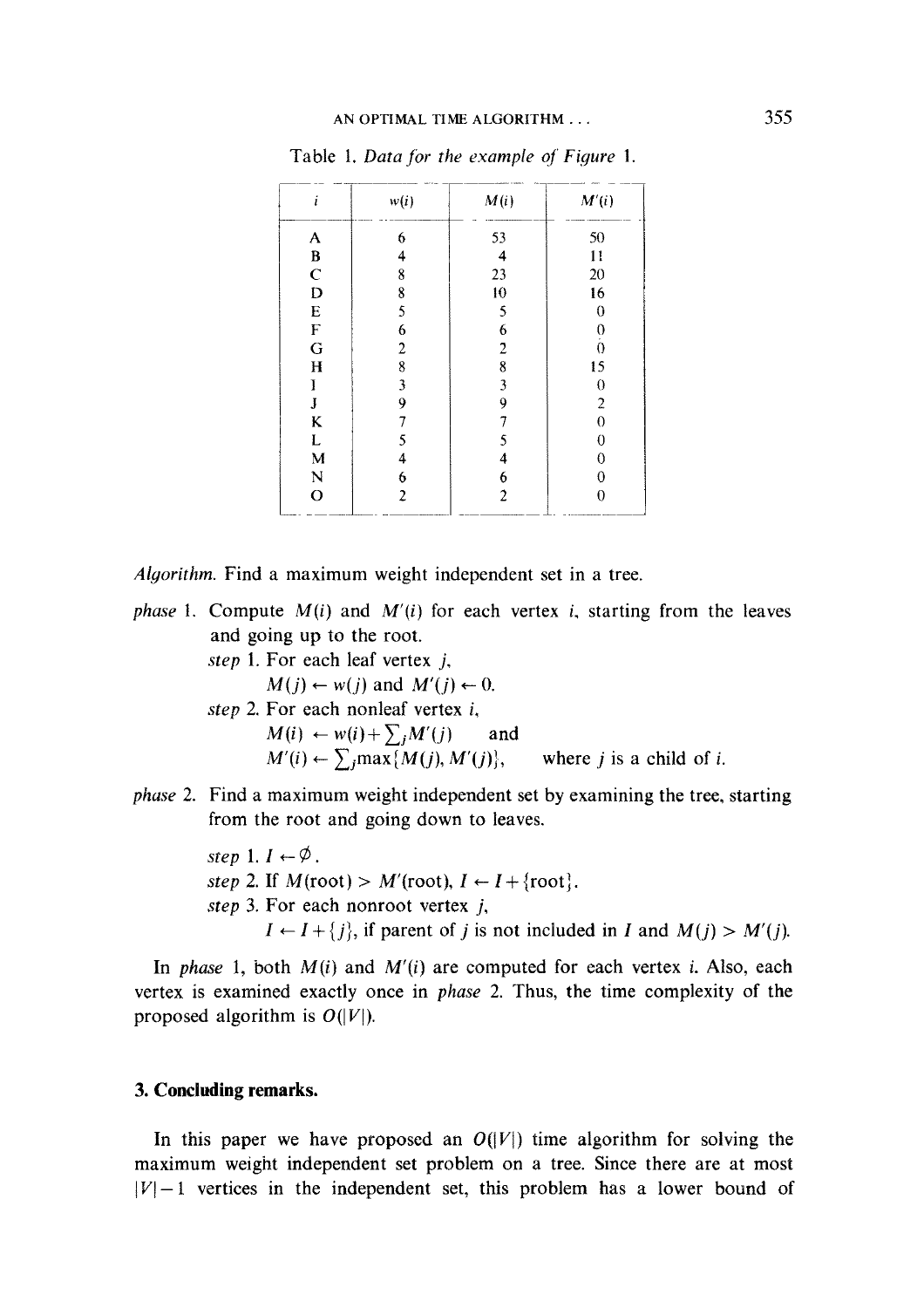Table 1. *Data for the example of Figure* 1.

| $i$ | $w(i)$ | $M(i)$ | $M'(i)$ |
|---|---|---|---|
| A | 6 | 53 | 50 |
| B | 4 | 4 | 11 |
| C | 8 | 23 | 20 |
| D | 8 | 10 | 16 |
| E | 5 | 5 | 0 |
| F | 6 | 6 | 0 |
| G | 2 | 2 | 0 |
| H | 8 | 8 | 15 |
| I | 3 | 3 | 0 |
| J | 9 | 9 | 2 |
| K | 7 | 7 | 0 |
| L | 5 | 5 | 0 |
| M | 4 | 4 | 0 |
| N | 6 | 6 | 0 |
| O | 2 | 2 | 0 |

*Algorithm.* Find a maximum weight independent set in a tree.

*phase* 1. Compute $M(i)$ and $M'(i)$ for each vertex $i$, starting from the leaves and going up to the root.

*step* 1. For each leaf vertex $j$,
$M(j) \leftarrow w(j)$ and $M'(j) \leftarrow 0$.

*step* 2. For each nonleaf vertex $i$,
$M(i) \leftarrow w(i) + \sum_j M'(j)$ and
$M'(i) \leftarrow \sum_j \max\{M(j), M'(j)\}$, where $j$ is a child of $i$.

*phase* 2. Find a maximum weight independent set by examining the tree, starting from the root and going down to leaves.

*step* 1. $I \leftarrow \emptyset$.

*step* 2. If $M(\text{root}) > M'(\text{root})$, $I \leftarrow I + \{\text{root}\}$.

*step* 3. For each nonroot vertex $j$,
$I \leftarrow I + \{j\}$, if parent of $j$ is not included in $I$ and $M(j) > M'(j)$.

In *phase* 1, both $M(i)$ and $M'(i)$ are computed for each vertex $i$. Also, each vertex is examined exactly once in *phase* 2. Thus, the time complexity of the proposed algorithm is $O(|V|)$.

## 3. Concluding remarks.

In this paper we have proposed an $O(|V|)$ time algorithm for solving the maximum weight independent set problem on a tree. Since there are at most $|V| - 1$ vertices in the independent set, this problem has a lower bound of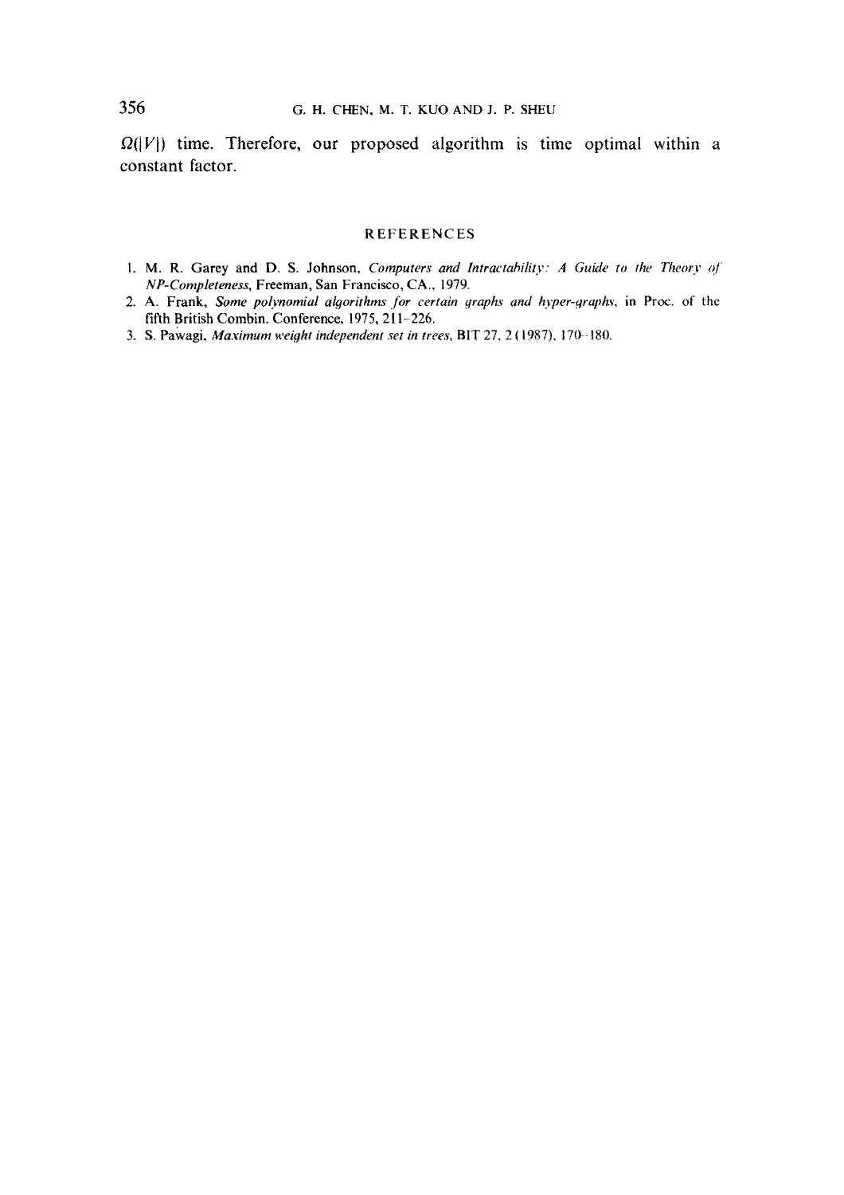$\Omega(|V|)$ time. Therefore, our proposed algorithm is time optimal within a constant factor.

## REFERENCES

1. M. R. Garey and D. S. Johnson, *Computers and Intractability: A Guide to the Theory of NP-Completeness*, Freeman, San Francisco, CA., 1979.
2. A. Frank, *Some polynomial algorithms for certain graphs and hyper-graphs*, in Proc. of the fifth British Combin. Conference, 1975, 211–226.
3. S. Pawagi, *Maximum weight independent set in trees*, BIT 27, 2 (1987), 170–180.